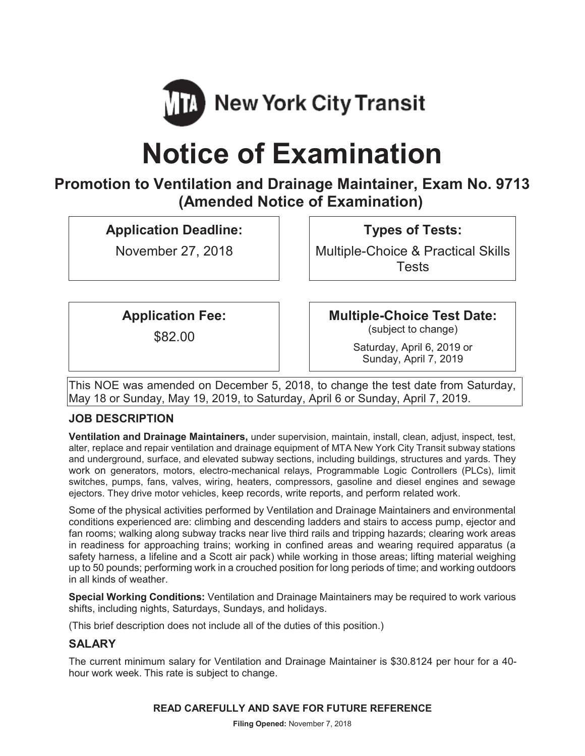MTA New York City Transit

# Notice of Examination

## Promotion to Ventilation and Drainage Maintainer, Exam No. 9713 (Amended Notice of Examination)

**Application Deadline:**

November 27, 2018

**Types of Tests:**

Multiple-Choice & Practical Skills Tests

**Application Fee:**

$82.00

**Multiple-Choice Test Date:**
(subject to change)

Saturday, April 6, 2019 or
Sunday, April 7, 2019

This NOE was amended on December 5, 2018, to change the test date from Saturday, May 18 or Sunday, May 19, 2019, to Saturday, April 6 or Sunday, April 7, 2019.

### JOB DESCRIPTION

**Ventilation and Drainage Maintainers,** under supervision, maintain, install, clean, adjust, inspect, test, alter, replace and repair ventilation and drainage equipment of MTA New York City Transit subway stations and underground, surface, and elevated subway sections, including buildings, structures and yards. They work on generators, motors, electro-mechanical relays, Programmable Logic Controllers (PLCs), limit switches, pumps, fans, valves, wiring, heaters, compressors, gasoline and diesel engines and sewage ejectors. They drive motor vehicles, keep records, write reports, and perform related work.

Some of the physical activities performed by Ventilation and Drainage Maintainers and environmental conditions experienced are: climbing and descending ladders and stairs to access pump, ejector and fan rooms; walking along subway tracks near live third rails and tripping hazards; clearing work areas in readiness for approaching trains; working in confined areas and wearing required apparatus (a safety harness, a lifeline and a Scott air pack) while working in those areas; lifting material weighing up to 50 pounds; performing work in a crouched position for long periods of time; and working outdoors in all kinds of weather.

**Special Working Conditions:** Ventilation and Drainage Maintainers may be required to work various shifts, including nights, Saturdays, Sundays, and holidays.

(This brief description does not include all of the duties of this position.)

### SALARY

The current minimum salary for Ventilation and Drainage Maintainer is $30.8124 per hour for a 40-hour work week. This rate is subject to change.

**READ CAREFULLY AND SAVE FOR FUTURE REFERENCE**

**Filing Opened:** November 7, 2018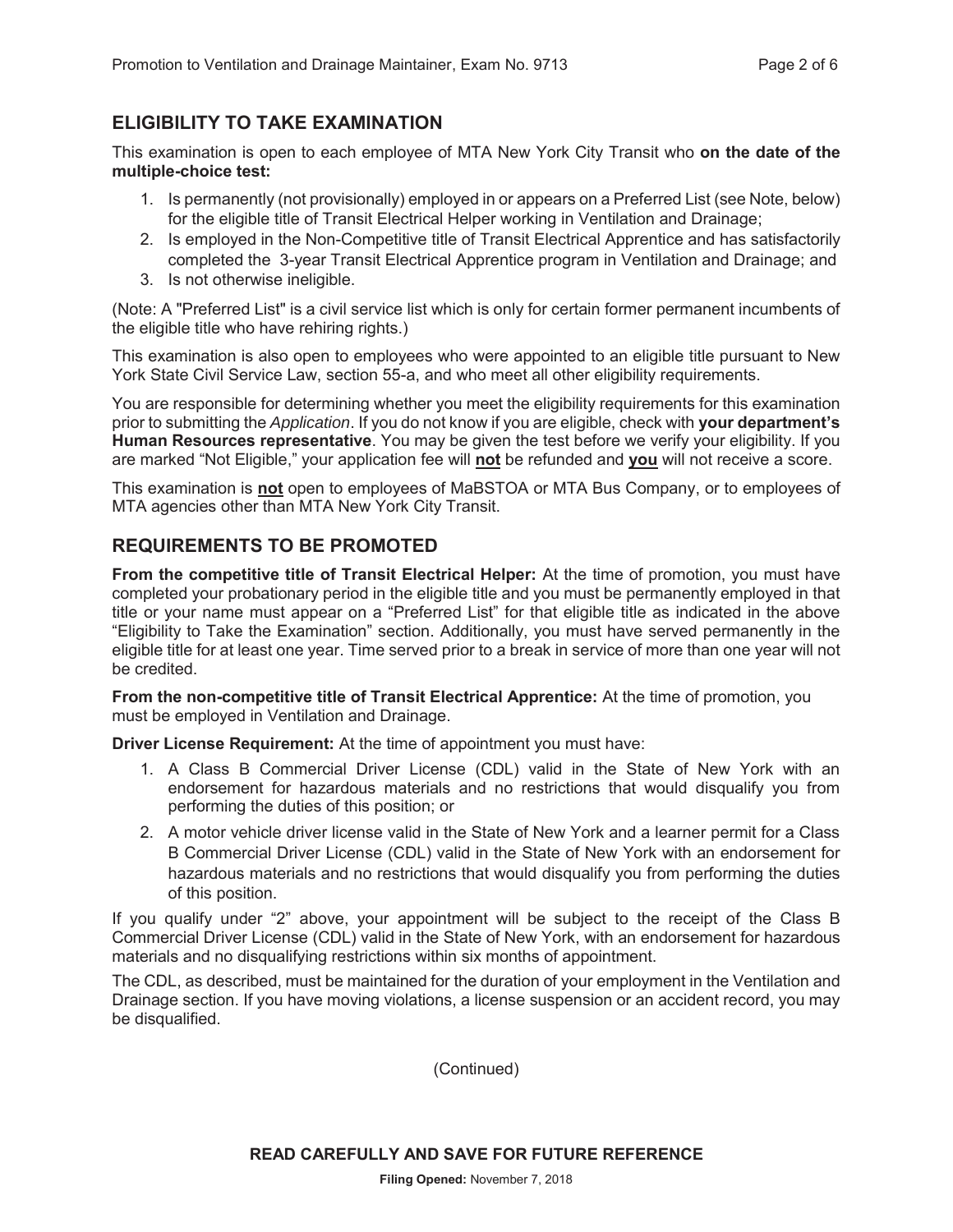## ELIGIBILITY TO TAKE EXAMINATION

This examination is open to each employee of MTA New York City Transit who **on the date of the multiple-choice test:**

1. Is permanently (not provisionally) employed in or appears on a Preferred List (see Note, below) for the eligible title of Transit Electrical Helper working in Ventilation and Drainage;
2. Is employed in the Non-Competitive title of Transit Electrical Apprentice and has satisfactorily completed the 3-year Transit Electrical Apprentice program in Ventilation and Drainage; and
3. Is not otherwise ineligible.

(Note: A "Preferred List" is a civil service list which is only for certain former permanent incumbents of the eligible title who have rehiring rights.)

This examination is also open to employees who were appointed to an eligible title pursuant to New York State Civil Service Law, section 55-a, and who meet all other eligibility requirements.

You are responsible for determining whether you meet the eligibility requirements for this examination prior to submitting the *Application*. If you do not know if you are eligible, check with **your department's Human Resources representative**. You may be given the test before we verify your eligibility. If you are marked "Not Eligible," your application fee will **not** be refunded and **you** will not receive a score.

This examination is **not** open to employees of MaBSTOA or MTA Bus Company, or to employees of MTA agencies other than MTA New York City Transit.

## REQUIREMENTS TO BE PROMOTED

**From the competitive title of Transit Electrical Helper:** At the time of promotion, you must have completed your probationary period in the eligible title and you must be permanently employed in that title or your name must appear on a "Preferred List" for that eligible title as indicated in the above "Eligibility to Take the Examination" section. Additionally, you must have served permanently in the eligible title for at least one year. Time served prior to a break in service of more than one year will not be credited.

**From the non-competitive title of Transit Electrical Apprentice:** At the time of promotion, you must be employed in Ventilation and Drainage.

**Driver License Requirement:** At the time of appointment you must have:

1. A Class B Commercial Driver License (CDL) valid in the State of New York with an endorsement for hazardous materials and no restrictions that would disqualify you from performing the duties of this position; or
2. A motor vehicle driver license valid in the State of New York and a learner permit for a Class B Commercial Driver License (CDL) valid in the State of New York with an endorsement for hazardous materials and no restrictions that would disqualify you from performing the duties of this position.

If you qualify under "2" above, your appointment will be subject to the receipt of the Class B Commercial Driver License (CDL) valid in the State of New York, with an endorsement for hazardous materials and no disqualifying restrictions within six months of appointment.

The CDL, as described, must be maintained for the duration of your employment in the Ventilation and Drainage section. If you have moving violations, a license suspension or an accident record, you may be disqualified.

(Continued)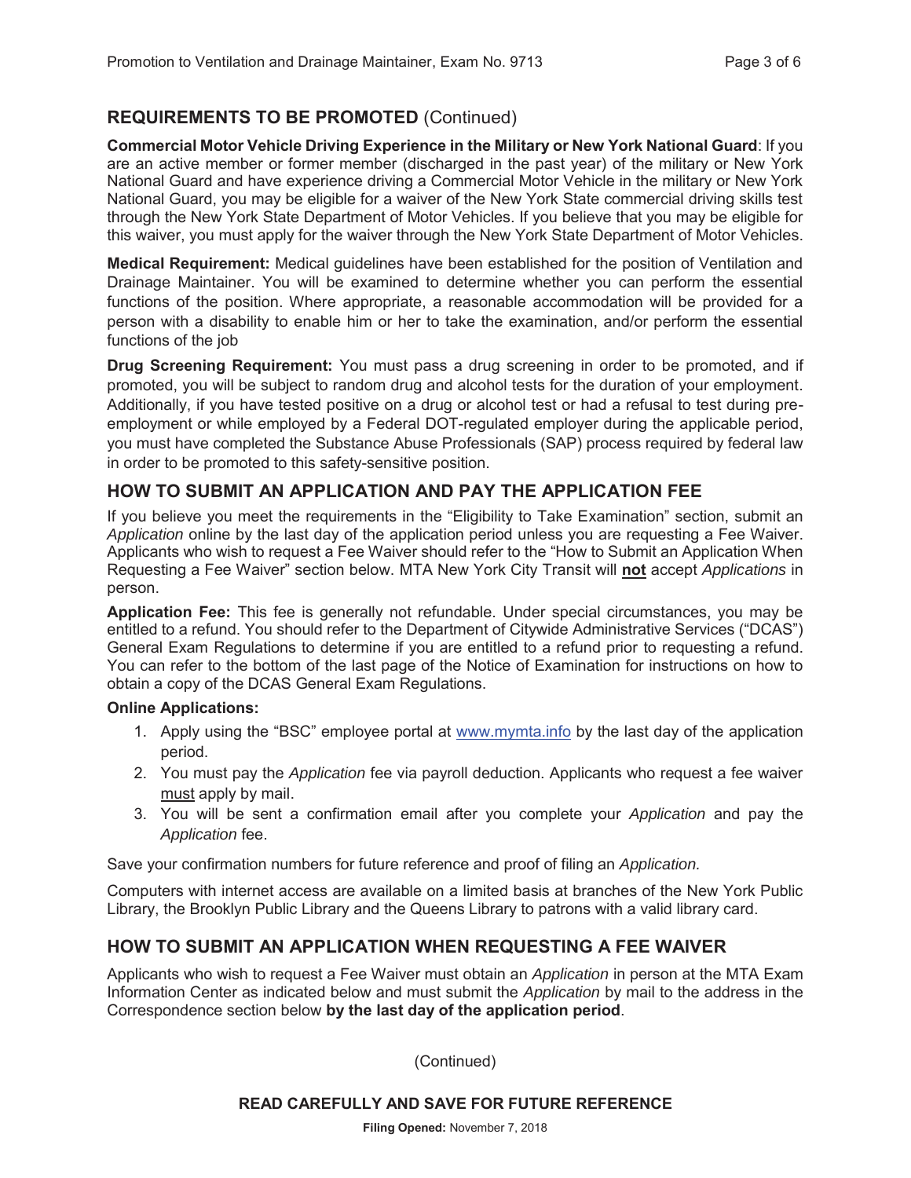## REQUIREMENTS TO BE PROMOTED (Continued)

**Commercial Motor Vehicle Driving Experience in the Military or New York National Guard**: If you are an active member or former member (discharged in the past year) of the military or New York National Guard and have experience driving a Commercial Motor Vehicle in the military or New York National Guard, you may be eligible for a waiver of the New York State commercial driving skills test through the New York State Department of Motor Vehicles. If you believe that you may be eligible for this waiver, you must apply for the waiver through the New York State Department of Motor Vehicles.

**Medical Requirement:** Medical guidelines have been established for the position of Ventilation and Drainage Maintainer. You will be examined to determine whether you can perform the essential functions of the position. Where appropriate, a reasonable accommodation will be provided for a person with a disability to enable him or her to take the examination, and/or perform the essential functions of the job

**Drug Screening Requirement:** You must pass a drug screening in order to be promoted, and if promoted, you will be subject to random drug and alcohol tests for the duration of your employment. Additionally, if you have tested positive on a drug or alcohol test or had a refusal to test during pre-employment or while employed by a Federal DOT-regulated employer during the applicable period, you must have completed the Substance Abuse Professionals (SAP) process required by federal law in order to be promoted to this safety-sensitive position.

## HOW TO SUBMIT AN APPLICATION AND PAY THE APPLICATION FEE

If you believe you meet the requirements in the "Eligibility to Take Examination" section, submit an *Application* online by the last day of the application period unless you are requesting a Fee Waiver. Applicants who wish to request a Fee Waiver should refer to the "How to Submit an Application When Requesting a Fee Waiver" section below. MTA New York City Transit will **not** accept *Applications* in person.

**Application Fee:** This fee is generally not refundable. Under special circumstances, you may be entitled to a refund. You should refer to the Department of Citywide Administrative Services ("DCAS") General Exam Regulations to determine if you are entitled to a refund prior to requesting a refund. You can refer to the bottom of the last page of the Notice of Examination for instructions on how to obtain a copy of the DCAS General Exam Regulations.

**Online Applications:**

1. Apply using the "BSC" employee portal at www.mymta.info by the last day of the application period.
2. You must pay the *Application* fee via payroll deduction. Applicants who request a fee waiver must apply by mail.
3. You will be sent a confirmation email after you complete your *Application* and pay the *Application* fee.

Save your confirmation numbers for future reference and proof of filing an *Application.*

Computers with internet access are available on a limited basis at branches of the New York Public Library, the Brooklyn Public Library and the Queens Library to patrons with a valid library card.

## HOW TO SUBMIT AN APPLICATION WHEN REQUESTING A FEE WAIVER

Applicants who wish to request a Fee Waiver must obtain an *Application* in person at the MTA Exam Information Center as indicated below and must submit the *Application* by mail to the address in the Correspondence section below **by the last day of the application period**.

(Continued)

**READ CAREFULLY AND SAVE FOR FUTURE REFERENCE**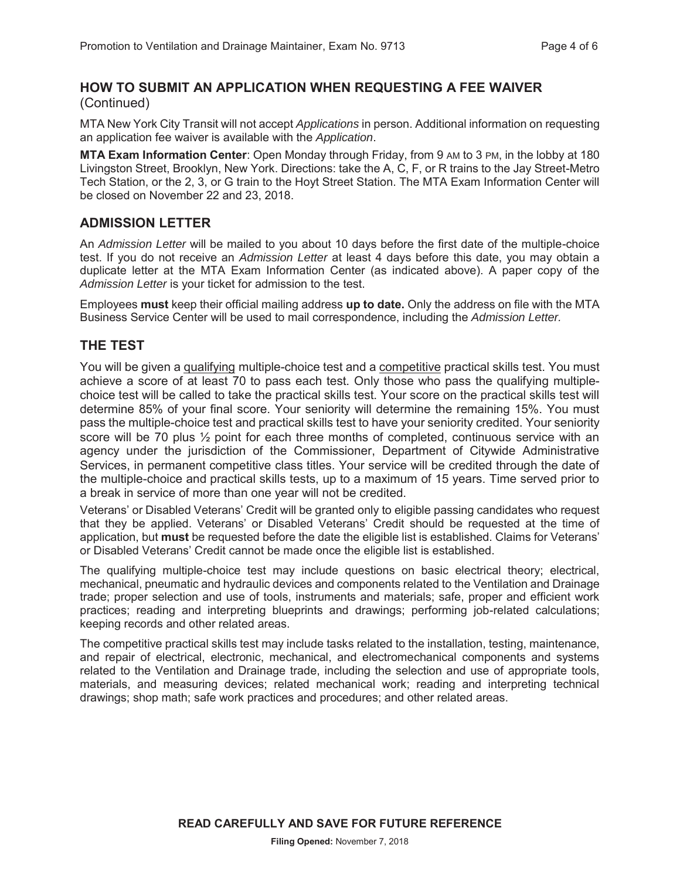## HOW TO SUBMIT AN APPLICATION WHEN REQUESTING A FEE WAIVER (Continued)

MTA New York City Transit will not accept *Applications* in person. Additional information on requesting an application fee waiver is available with the *Application*.

**MTA Exam Information Center**: Open Monday through Friday, from 9 AM to 3 PM, in the lobby at 180 Livingston Street, Brooklyn, New York. Directions: take the A, C, F, or R trains to the Jay Street-Metro Tech Station, or the 2, 3, or G train to the Hoyt Street Station. The MTA Exam Information Center will be closed on November 22 and 23, 2018.

## ADMISSION LETTER

An *Admission Letter* will be mailed to you about 10 days before the first date of the multiple-choice test. If you do not receive an *Admission Letter* at least 4 days before this date, you may obtain a duplicate letter at the MTA Exam Information Center (as indicated above). A paper copy of the *Admission Letter* is your ticket for admission to the test.

Employees **must** keep their official mailing address **up to date.** Only the address on file with the MTA Business Service Center will be used to mail correspondence, including the *Admission Letter.*

## THE TEST

You will be given a qualifying multiple-choice test and a competitive practical skills test. You must achieve a score of at least 70 to pass each test. Only those who pass the qualifying multiple-choice test will be called to take the practical skills test. Your score on the practical skills test will determine 85% of your final score. Your seniority will determine the remaining 15%. You must pass the multiple-choice test and practical skills test to have your seniority credited. Your seniority score will be 70 plus ½ point for each three months of completed, continuous service with an agency under the jurisdiction of the Commissioner, Department of Citywide Administrative Services, in permanent competitive class titles. Your service will be credited through the date of the multiple-choice and practical skills tests, up to a maximum of 15 years. Time served prior to a break in service of more than one year will not be credited.

Veterans' or Disabled Veterans' Credit will be granted only to eligible passing candidates who request that they be applied. Veterans' or Disabled Veterans' Credit should be requested at the time of application, but **must** be requested before the date the eligible list is established. Claims for Veterans' or Disabled Veterans' Credit cannot be made once the eligible list is established.

The qualifying multiple-choice test may include questions on basic electrical theory; electrical, mechanical, pneumatic and hydraulic devices and components related to the Ventilation and Drainage trade; proper selection and use of tools, instruments and materials; safe, proper and efficient work practices; reading and interpreting blueprints and drawings; performing job-related calculations; keeping records and other related areas.

The competitive practical skills test may include tasks related to the installation, testing, maintenance, and repair of electrical, electronic, mechanical, and electromechanical components and systems related to the Ventilation and Drainage trade, including the selection and use of appropriate tools, materials, and measuring devices; related mechanical work; reading and interpreting technical drawings; shop math; safe work practices and procedures; and other related areas.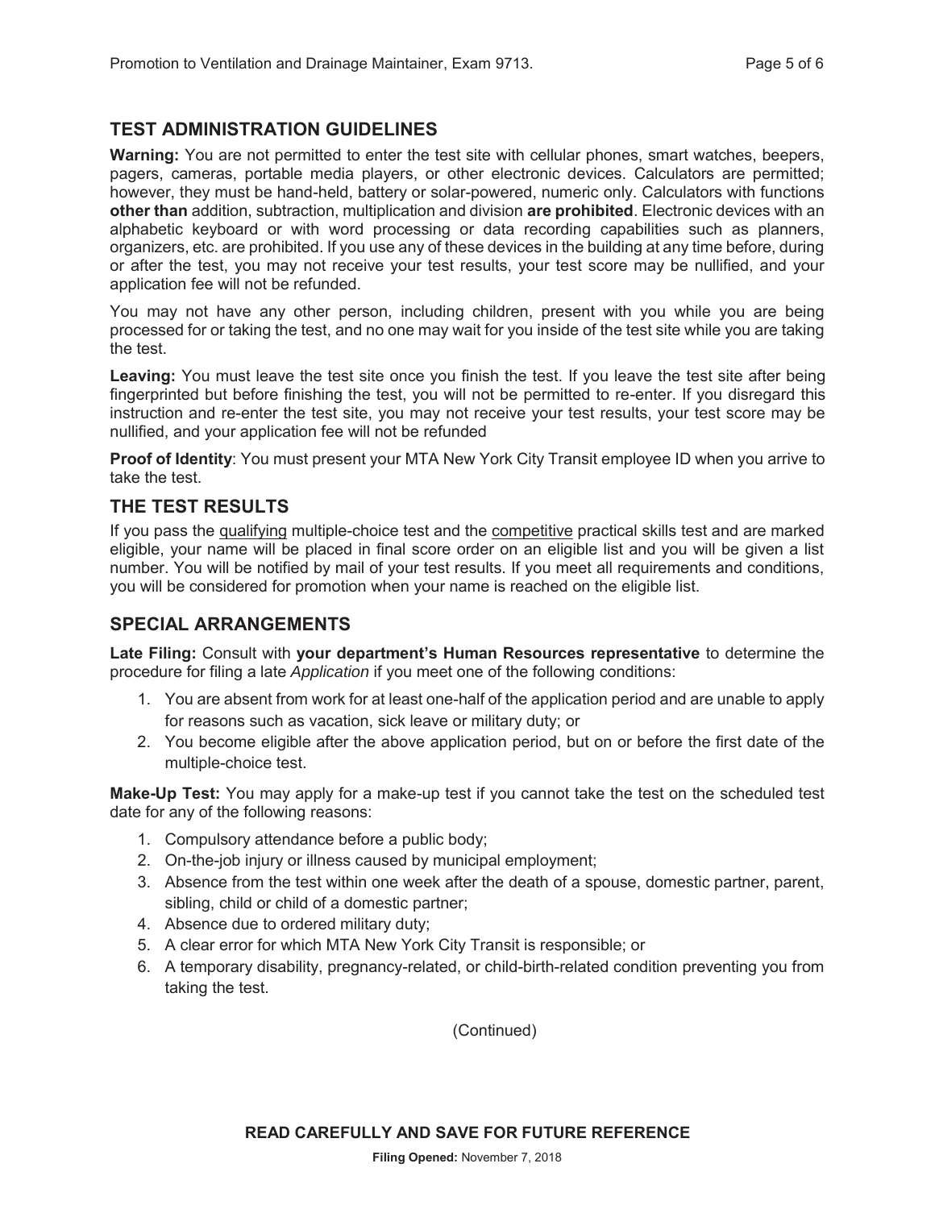## TEST ADMINISTRATION GUIDELINES

**Warning:** You are not permitted to enter the test site with cellular phones, smart watches, beepers, pagers, cameras, portable media players, or other electronic devices. Calculators are permitted; however, they must be hand-held, battery or solar-powered, numeric only. Calculators with functions **other than** addition, subtraction, multiplication and division **are prohibited**. Electronic devices with an alphabetic keyboard or with word processing or data recording capabilities such as planners, organizers, etc. are prohibited. If you use any of these devices in the building at any time before, during or after the test, you may not receive your test results, your test score may be nullified, and your application fee will not be refunded.

You may not have any other person, including children, present with you while you are being processed for or taking the test, and no one may wait for you inside of the test site while you are taking the test.

**Leaving:** You must leave the test site once you finish the test. If you leave the test site after being fingerprinted but before finishing the test, you will not be permitted to re-enter. If you disregard this instruction and re-enter the test site, you may not receive your test results, your test score may be nullified, and your application fee will not be refunded

**Proof of Identity**: You must present your MTA New York City Transit employee ID when you arrive to take the test.

## THE TEST RESULTS

If you pass the qualifying multiple-choice test and the competitive practical skills test and are marked eligible, your name will be placed in final score order on an eligible list and you will be given a list number. You will be notified by mail of your test results. If you meet all requirements and conditions, you will be considered for promotion when your name is reached on the eligible list.

## SPECIAL ARRANGEMENTS

**Late Filing:** Consult with **your department's Human Resources representative** to determine the procedure for filing a late *Application* if you meet one of the following conditions:

1. You are absent from work for at least one-half of the application period and are unable to apply for reasons such as vacation, sick leave or military duty; or
2. You become eligible after the above application period, but on or before the first date of the multiple-choice test.

**Make-Up Test:** You may apply for a make-up test if you cannot take the test on the scheduled test date for any of the following reasons:

1. Compulsory attendance before a public body;
2. On-the-job injury or illness caused by municipal employment;
3. Absence from the test within one week after the death of a spouse, domestic partner, parent, sibling, child or child of a domestic partner;
4. Absence due to ordered military duty;
5. A clear error for which MTA New York City Transit is responsible; or
6. A temporary disability, pregnancy-related, or child-birth-related condition preventing you from taking the test.

(Continued)

**READ CAREFULLY AND SAVE FOR FUTURE REFERENCE**

**Filing Opened:** November 7, 2018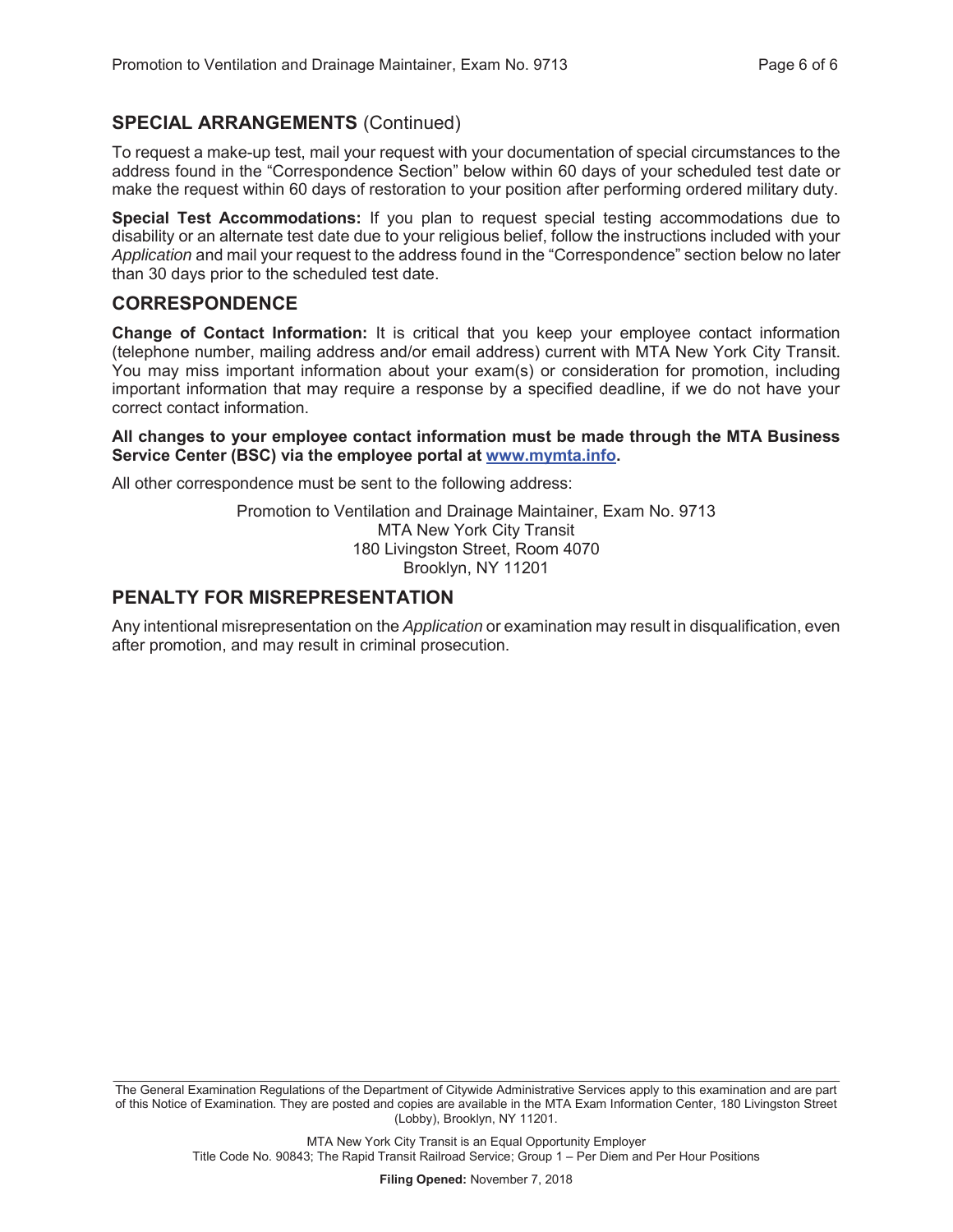## SPECIAL ARRANGEMENTS (Continued)

To request a make-up test, mail your request with your documentation of special circumstances to the address found in the "Correspondence Section" below within 60 days of your scheduled test date or make the request within 60 days of restoration to your position after performing ordered military duty.

**Special Test Accommodations:** If you plan to request special testing accommodations due to disability or an alternate test date due to your religious belief, follow the instructions included with your *Application* and mail your request to the address found in the "Correspondence" section below no later than 30 days prior to the scheduled test date.

## CORRESPONDENCE

**Change of Contact Information:** It is critical that you keep your employee contact information (telephone number, mailing address and/or email address) current with MTA New York City Transit. You may miss important information about your exam(s) or consideration for promotion, including important information that may require a response by a specified deadline, if we do not have your correct contact information.

**All changes to your employee contact information must be made through the MTA Business Service Center (BSC) via the employee portal at www.mymta.info.**

All other correspondence must be sent to the following address:

Promotion to Ventilation and Drainage Maintainer, Exam No. 9713
MTA New York City Transit
180 Livingston Street, Room 4070
Brooklyn, NY 11201

## PENALTY FOR MISREPRESENTATION

Any intentional misrepresentation on the *Application* or examination may result in disqualification, even after promotion, and may result in criminal prosecution.

The General Examination Regulations of the Department of Citywide Administrative Services apply to this examination and are part of this Notice of Examination. They are posted and copies are available in the MTA Exam Information Center, 180 Livingston Street (Lobby), Brooklyn, NY 11201.

MTA New York City Transit is an Equal Opportunity Employer
Title Code No. 90843; The Rapid Transit Railroad Service; Group 1 – Per Diem and Per Hour Positions

**Filing Opened:** November 7, 2018